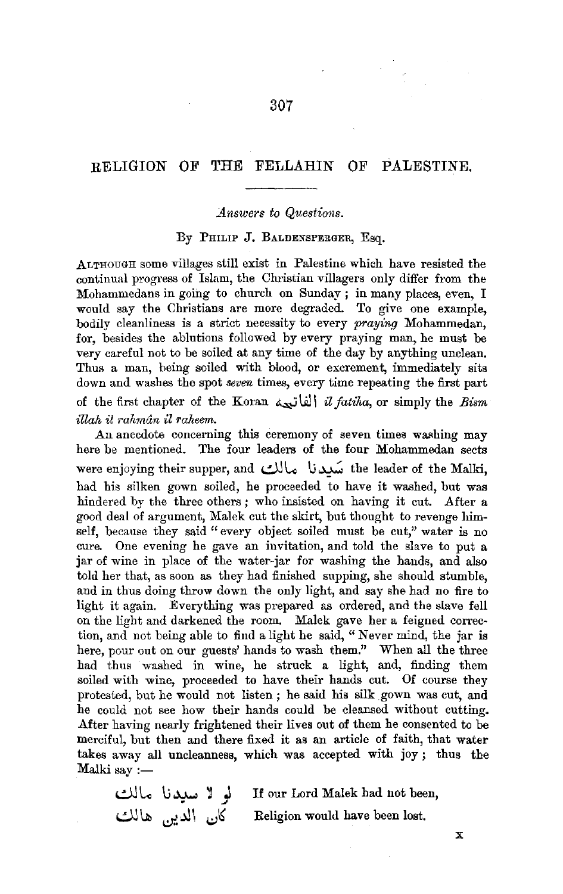# RELIGION OF THE FELLAHIN OF PALESTINE.

*Answers to Questions.*

By Philip J. Baldensperger, Esq.

Although some villages still exist in Palestine which have resisted the continual progress of Islam, the Christian villagers only differ from the Mohammedans in going to church on Sunday; in many places, even, I would say the Christians are more degraded. To give one example, bodily cleanliness is a strict necessity to every *praying* Mohammedan, for, besides the ablutions followed by every praying man, he must be very careful not to be soiled at any time of the day by anything unclean. Thus a man, being soiled with blood, or excrement, immediately sits down and washes the spot *seven* times, every time repeating the first part of the first chapter of the Koran الفاتحة *il fatiha*, or simply the *Bism illah il rahmân il raheem.*

An anecdote concerning this ceremony of seven times washing may here be mentioned. The four leaders of the four Mohammedan sects were enjoying their supper, and سَيدنا مالك the leader of the Malki, had his silken gown soiled, he proceeded to have it washed, but was hindered by the three others; who insisted on having it cut. After a good deal of argument, Malek cut the skirt, but thought to revenge himself, because they said "every object soiled must be cut," water is no cure. One evening he gave an invitation, and told the slave to put a jar of wine in place of the water-jar for washing the hands, and also told her that, as soon as they had finished supping, she should stumble, and in thus doing throw down the only light, and say she had no fire to light it again. Everything was prepared as ordered, and the slave fell on the light and darkened the room. Malek gave her a feigned correction, and not being able to find a light he said, "Never mind, the jar is here, pour out on our guests' hands to wash them." When all the three had thus washed in wine, he struck a light, and, finding them soiled with wine, proceeded to have their hands cut. Of course they protested, but he would not listen; he said his silk gown was cut, and he could not see how their hands could be cleansed without cutting. After having nearly frightened their lives out of them he consented to be merciful, but then and there fixed it as an article of faith, that water takes away all uncleanness, which was accepted with joy; thus the Malki say:—

| | |
|---|---|
| لو لا سيدنا مالك | If our Lord Malek had not been, |
| كان الدين هالك | Religion would have been lost. |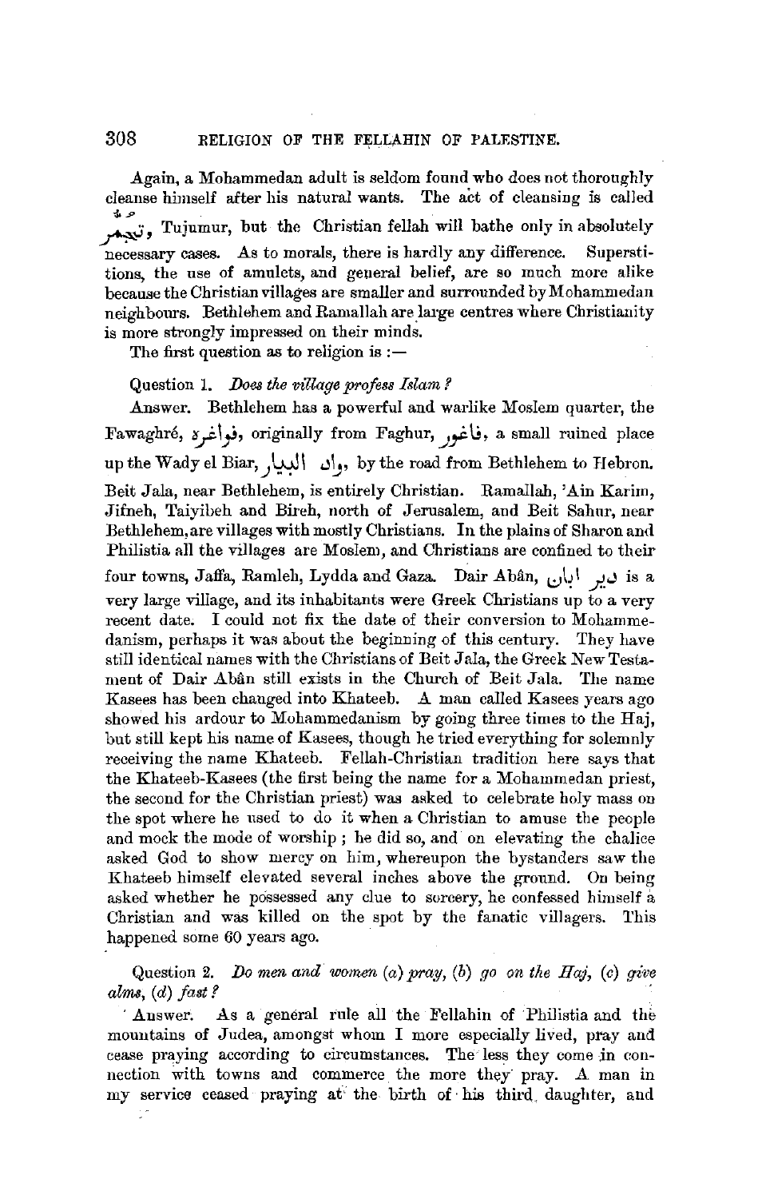Again, a Mohammedan adult is seldom found who does not thoroughly cleanse himself after his natural wants. The act of cleansing is called تَجمُر, Tujumur, but the Christian fellah will bathe only in absolutely necessary cases. As to morals, there is hardly any difference. Superstitions, the use of amulets, and general belief, are so much more alike because the Christian villages are smaller and surrounded by Mohammedan neighbours. Bethlehem and Ramallah are large centres where Christianity is more strongly impressed on their minds.

The first question as to religion is :—

Question 1. *Does the village profess Islam?*

Answer. Bethlehem has a powerful and warlike Moslem quarter, the Fawaghré, فواغرة, originally from Faghur, فاغور, a small ruined place up the Wady el Biar, واد البيار, by the road from Bethlehem to Hebron. Beit Jala, near Bethlehem, is entirely Christian. Ramallah, 'Ain Karim, Jifneh, Taiyibeh and Bireh, north of Jerusalem, and Beit Sahur, near Bethlehem, are villages with mostly Christians. In the plains of Sharon and Philistia all the villages are Moslem, and Christians are confined to their four towns, Jaffa, Ramleh, Lydda and Gaza. Dair Abân, دير ابان, is a very large village, and its inhabitants were Greek Christians up to a very recent date. I could not fix the date of their conversion to Mohammedanism, perhaps it was about the beginning of this century. They have still identical names with the Christians of Beit Jala, the Greek New Testament of Dair Abân still exists in the Church of Beit Jala. The name Kasees has been changed into Khateeb. A man called Kasees years ago showed his ardour to Mohammedanism by going three times to the Haj, but still kept his name of Kasees, though he tried everything for solemnly receiving the name Khateeb. Fellah-Christian tradition here says that the Khateeb-Kasees (the first being the name for a Mohammedan priest, the second for the Christian priest) was asked to celebrate holy mass on the spot where he used to do it when a Christian to amuse the people and mock the mode of worship; he did so, and on elevating the chalice asked God to show mercy on him, whereupon the bystanders saw the Khateeb himself elevated several inches above the ground. On being asked whether he possessed any clue to sorcery, he confessed himself a Christian and was killed on the spot by the fanatic villagers. This happened some 60 years ago.

Question 2. *Do men and women (a) pray, (b) go on the Haj, (c) give alms, (d) fast?*

Answer. As a general rule all the Fellahin of Philistia and the mountains of Judea, amongst whom I more especially lived, pray and cease praying according to circumstances. The less they come in connection with towns and commerce the more they pray. A man in my service ceased praying at the birth of his third daughter, and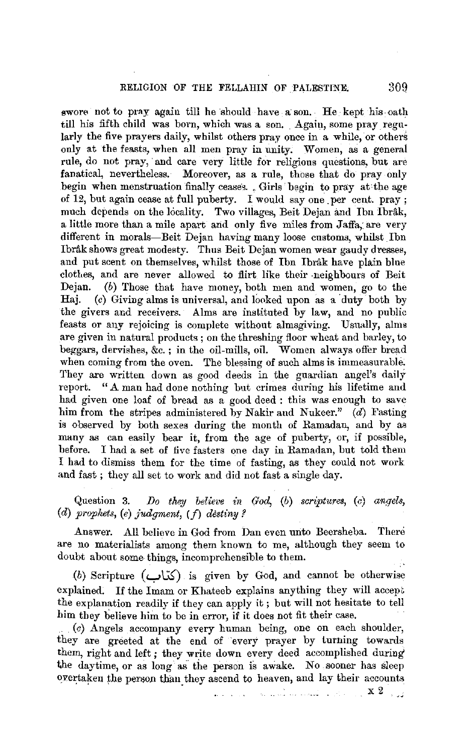swore not to pray again till he should have a son. He kept his oath till his fifth child was born, which was a son. Again, some pray regularly the five prayers daily, whilst others pray once in a while, or others only at the feasts, when all men pray in unity. Women, as a general rule, do not pray, and care very little for religious questions, but are fanatical, nevertheless. Moreover, as a rule, those that do pray only begin when menstruation finally ceases. Girls begin to pray at the age of 12, but again cease at full puberty. I would say one per cent. pray; much depends on the locality. Two villages, Beit Dejan and Ibn Ibrâk, a little more than a mile apart and only five miles from Jaffa, are very different in morals—Beit Dejan having many loose customs, whilst Ibn Ibrâk shows great modesty. Thus Beit Dejan women wear gaudy dresses, and put scent on themselves, whilst those of Ibn Ibrâk have plain blue clothes, and are never allowed to flirt like their neighbours of Beit Dejan. (*b*) Those that have money, both men and women, go to the Haj. (*c*) Giving alms is universal, and looked upon as a duty both by the givers and receivers. Alms are instituted by law, and no public feasts or any rejoicing is complete without almsgiving. Usually, alms are given in natural products; on the threshing floor wheat and barley, to beggars, dervishes, &c.; in the oil-mills, oil. Women always offer bread when coming from the oven. The blessing of such alms is immeasurable. They are written down as good deeds in the guardian angel's daily report. "A man had done nothing but crimes during his lifetime and had given one loaf of bread as a good deed: this was enough to save him from the stripes administered by Nakir and Nukeer." (*d*) Fasting is observed by both sexes during the month of Ramadan, and by as many as can easily bear it, from the age of puberty, or, if possible, before. I had a set of five fasters one day in Ramadan, but told them I had to dismiss them for the time of fasting, as they could not work and fast; they all set to work and did not fast a single day.

Question 3. *Do they believe in God, (b) scriptures, (c) angels, (d) prophets, (e) judgment, (f) destiny?*

Answer. All believe in God from Dan even unto Beersheba. There are no materialists among them known to me, although they seem to doubt about some things, incomprehensible to them.

(*b*) Scripture (كتاب) is given by God, and cannot be otherwise explained. If the Imam or Khateeb explains anything they will accept the explanation readily if they can apply it; but will not hesitate to tell him they believe him to be in error, if it does not fit their case.

(*c*) Angels accompany every human being, one on each shoulder, they are greeted at the end of every prayer by turning towards them, right and left; they write down every deed accomplished during the daytime, or as long as the person is awake. No sooner has sleep overtaken the person than they ascend to heaven, and lay their accounts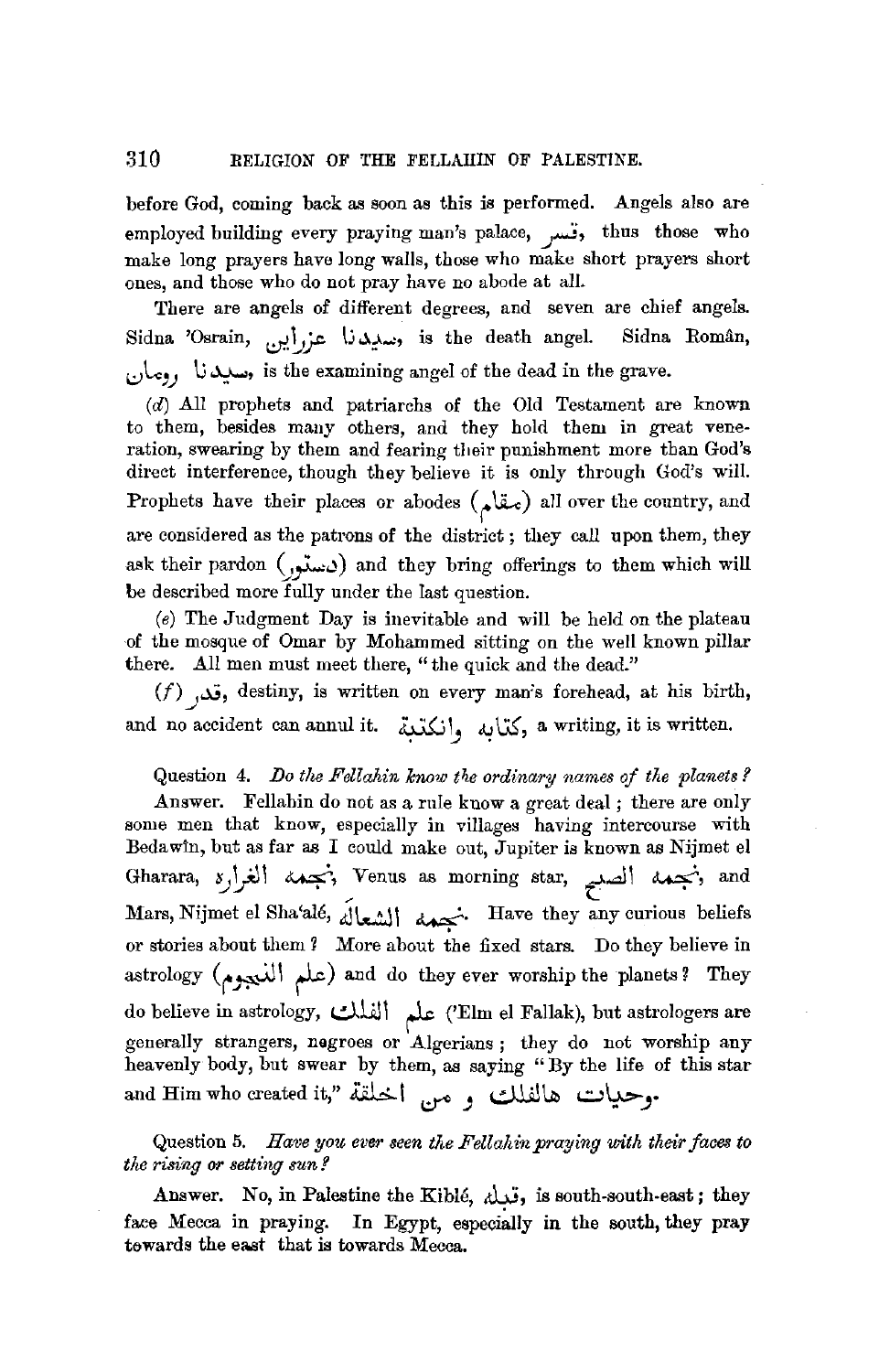before God, coming back as soon as this is performed. Angels also are employed building every praying man's palace, قصر, thus those who make long prayers have long walls, those who make short prayers short ones, and those who do not pray have no abode at all.

There are angels of different degrees, and seven are chief angels. Sidna 'Osrain, سيدنا عزرائين, is the death angel. Sidna Român, سيدنا رومان, is the examining angel of the dead in the grave.

(*d*) All prophets and patriarchs of the Old Testament are known to them, besides many others, and they hold them in great veneration, swearing by them and fearing their punishment more than God's direct interference, though they believe it is only through God's will. Prophets have their places or abodes (مقام) all over the country, and are considered as the patrons of the district; they call upon them, they ask their pardon (دستور) and they bring offerings to them which will be described more fully under the last question.

(*e*) The Judgment Day is inevitable and will be held on the plateau of the mosque of Omar by Mohammed sitting on the well known pillar there. All men must meet there, "the quick and the dead."

(*f*) قدر, destiny, is written on every man's forehead, at his birth, and no accident can annul it. كتابة واكتبة, a writing, it is written.

Question 4. *Do the Fellahin know the ordinary names of the planets?*

Answer. Fellahin do not as a rule know a great deal; there are only some men that know, especially in villages having intercourse with Bedawîn, but as far as I could make out, Jupiter is known as Nijmet el Gharara, نجمة الغرارة, Venus as morning star, نجمة الصبح, and Mars, Nijmet el Sha'alé, نجمة الشعالة. Have they any curious beliefs or stories about them? More about the fixed stars. Do they believe in astrology (علم النجوم) and do they ever worship the planets? They do believe in astrology, علم الفلك ('Elm el Fallak), but astrologers are generally strangers, negroes or Algerians; they do not worship any heavenly body, but swear by them, as saying "By the life of this star and Him who created it," وحيات هالفلك و من الخلقة.

Question 5. *Have you ever seen the Fellahin praying with their faces to the rising or setting sun?*

Answer. No, in Palestine the Kiblé, قبلة, is south-south-east; they face Mecca in praying. In Egypt, especially in the south, they pray towards the east that is towards Mecca.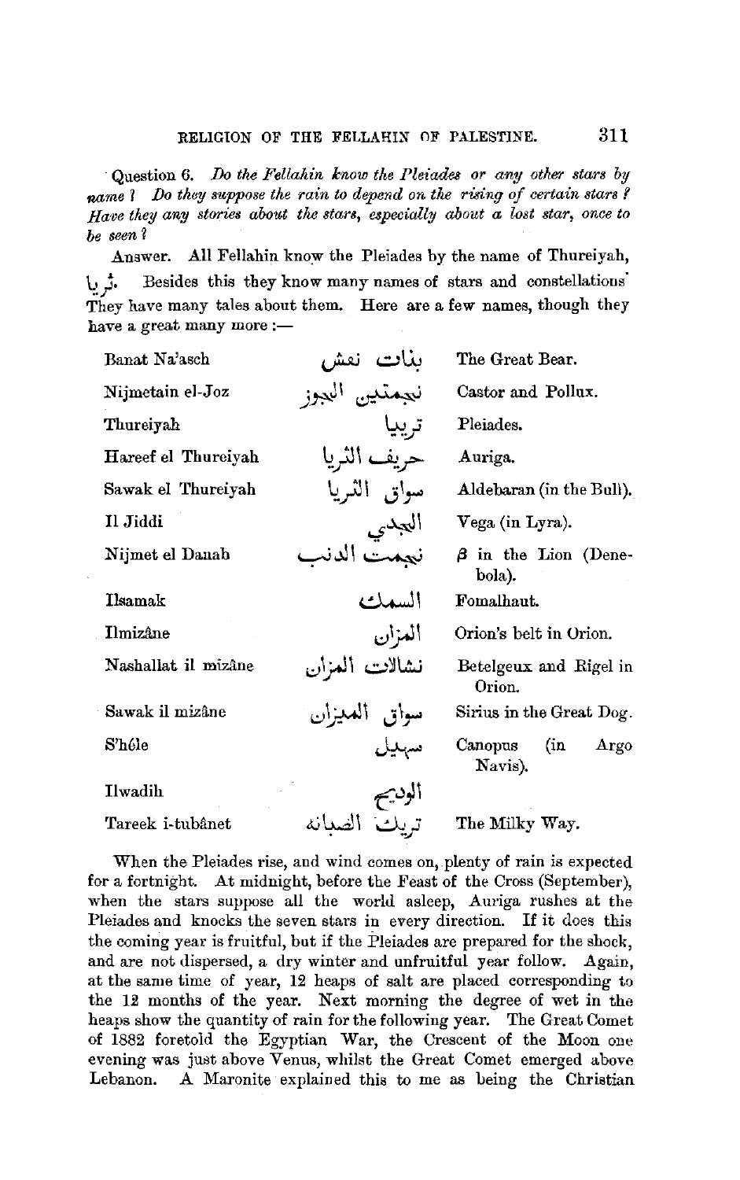Question 6. *Do the Fellahin know the Pleiades or any other stars by name? Do they suppose the rain to depend on the rising of certain stars? Have they any stories about the stars, especially about a lost star, once to be seen?*

Answer. All Fellahin know the Pleiades by the name of Thureiyah, ثُرِيا. Besides this they know many names of stars and constellations. They have many tales about them. Here are a few names, though they have a great many more :—

| | | |
|---|---|---|
| Banat Na'asch | بنات نعش | The Great Bear. |
| Nijmetain el-Joz | نجمتين الجوز | Castor and Pollux. |
| Thureiyah | تريا | Pleiades. |
| Hareef el Thureiyah | حريف الثريا | Auriga. |
| Sawak el Thureiyah | سواق الثريا | Aldebaran (in the Bull). |
| Il Jiddi | الجدي | Vega (in Lyra). |
| Nijmet el Danab | نجمت الدنب | $\beta$ in the Lion (Denebola). |
| Ilsamak | السمك | Fomalhaut. |
| Ilmizâne | المزان | Orion's belt in Orion. |
| Nashallat il mizâne | نشالات المزان | Betelgeux and Rigel in Orion. |
| Sawak il mizâne | سواق الميزان | Sirius in the Great Dog. |
| S'hêle | سهيل | Canopus (in Argo Navis). |
| Ilwadih | الوديح | |
| Tareek i-tubânet | تريك الضبانه | The Milky Way. |

When the Pleiades rise, and wind comes on, plenty of rain is expected for a fortnight. At midnight, before the Feast of the Cross (September), when the stars suppose all the world asleep, Auriga rushes at the Pleiades and knocks the seven stars in every direction. If it does this the coming year is fruitful, but if the Pleiades are prepared for the shock, and are not dispersed, a dry winter and unfruitful year follow. Again, at the same time of year, 12 heaps of salt are placed corresponding to the 12 months of the year. Next morning the degree of wet in the heaps show the quantity of rain for the following year. The Great Comet of 1882 foretold the Egyptian War, the Crescent of the Moon one evening was just above Venus, whilst the Great Comet emerged above Lebanon. A Maronite explained this to me as being the Christian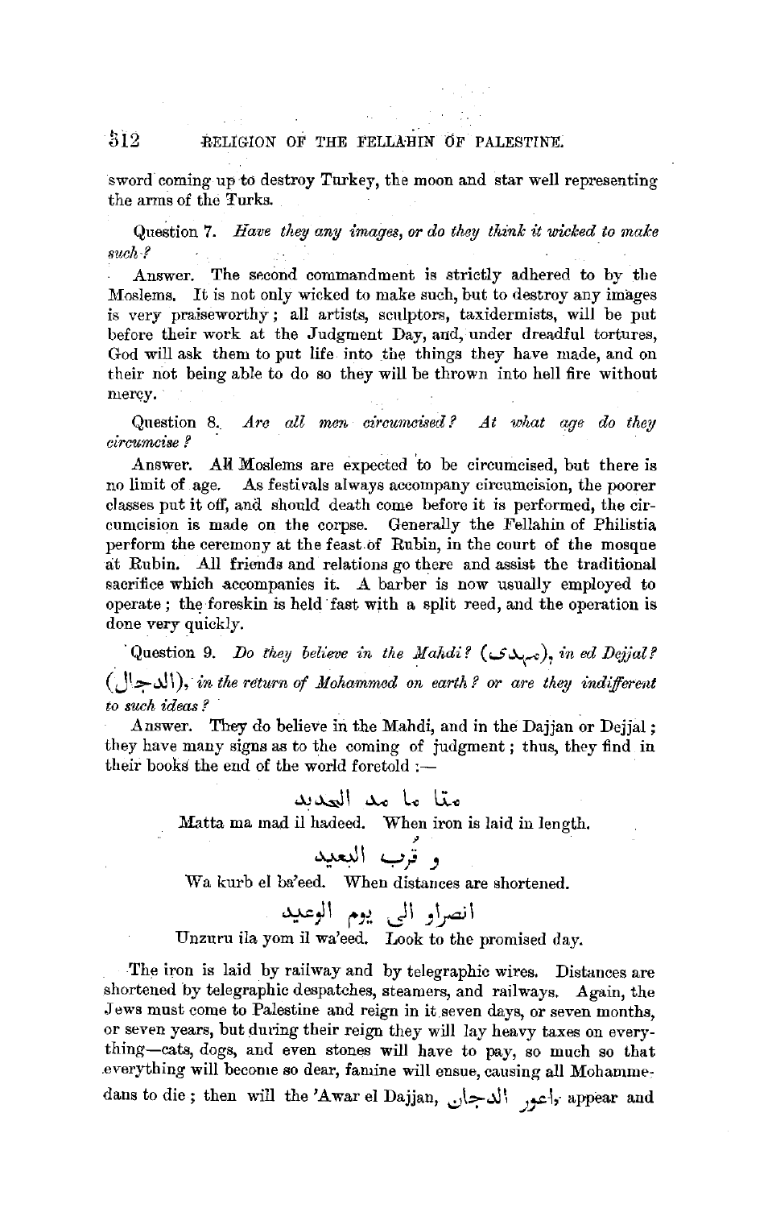sword coming up to destroy Turkey, the moon and star well representing the arms of the Turks.

Question 7. *Have they any images, or do they think it wicked to make such?*

Answer. The second commandment is strictly adhered to by the Moslems. It is not only wicked to make such, but to destroy any images is very praiseworthy; all artists, sculptors, taxidermists, will be put before their work at the Judgment Day, and, under dreadful tortures, God will ask them to put life into the things they have made, and on their not being able to do so they will be thrown into hell fire without mercy.

Question 8. *Are all men circumcised? At what age do they circumcise?*

Answer. All Moslems are expected to be circumcised, but there is no limit of age. As festivals always accompany circumcision, the poorer classes put it off, and should death come before it is performed, the circumcision is made on the corpse. Generally the Fellahin of Philistia perform the ceremony at the feast of Rubin, in the court of the mosque at Rubin. All friends and relations go there and assist the traditional sacrifice which accompanies it. A barber is now usually employed to operate; the foreskin is held fast with a split reed, and the operation is done very quickly.

Question 9. *Do they believe in the Mahdi?* (مهدى), *in ed Dejjal?* (الدجال), *in the return of Mohammed on earth? or are they indifferent to such ideas?*

Answer. They do believe in the Mahdi, and in the Dajjan or Dejjal; they have many signs as to the coming of judgment; thus, they find in their books the end of the world foretold :—

متا ما مد الحديد

Matta ma mad il hadeed. When iron is laid in length.

و قرب البعيد

Wa kurb el ba'eed. When distances are shortened.

انصراو الى يوم الوعيد

Unzuru ila yom il wa'eed. Look to the promised day.

The iron is laid by railway and by telegraphic wires. Distances are shortened by telegraphic despatches, steamers, and railways. Again, the Jews must come to Palestine and reign in it seven days, or seven months, or seven years, but during their reign they will lay heavy taxes on everything—cats, dogs, and even stones will have to pay, so much so that everything will become so dear, famine will ensue, causing all Mohammedans to die; then will the 'Awar el Dajjan, اعور الدجان, appear and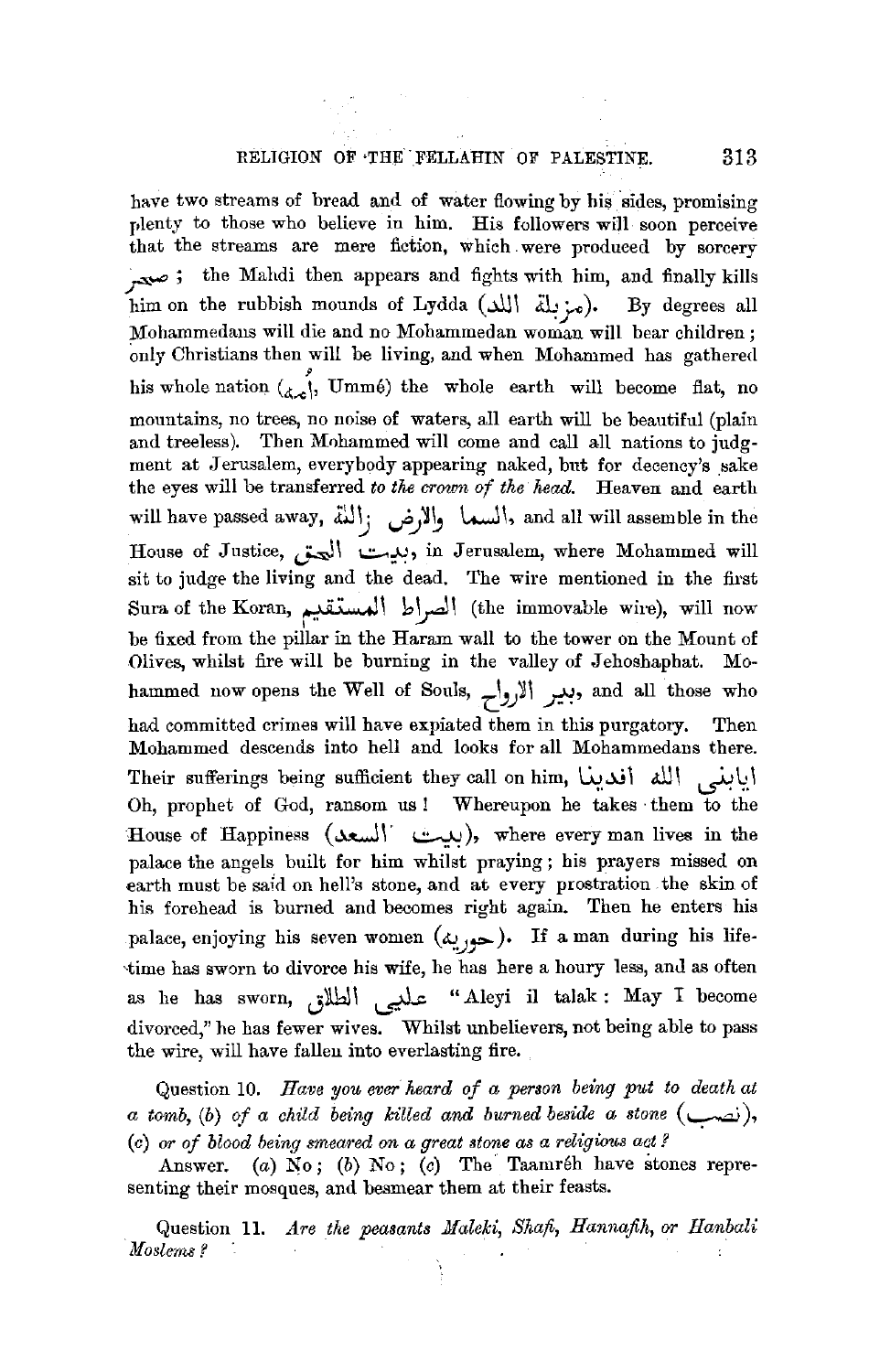have two streams of bread and of water flowing by his sides, promising plenty to those who believe in him. His followers will soon perceive that the streams are mere fiction, which were produced by sorcery سحر ; the Mahdi then appears and fights with him, and finally kills him on the rubbish mounds of Lydda (مزبلة اللد). By degrees all Mohammedans will die and no Mohammedan woman will bear children; only Christians then will be living, and when Mohammed has gathered his whole nation (أمّة, Ummé) the whole earth will become flat, no mountains, no trees, no noise of waters, all earth will be beautiful (plain and treeless). Then Mohammed will come and call all nations to judgment at Jerusalem, everybody appearing naked, but for decency's sake the eyes will be transferred *to the crown of the head.* Heaven and earth will have passed away, السما والارض زالة, and all will assemble in the House of Justice, بيت الحق, in Jerusalem, where Mohammed will sit to judge the living and the dead. The wire mentioned in the first Sura of the Koran, الصراط المستقيم (the immovable wire), will now be fixed from the pillar in the Haram wall to the tower on the Mount of Olives, whilst fire will be burning in the valley of Jehoshaphat. Mohammed now opens the Well of Souls, بير الارواح, and all those who had committed crimes will have expiated them in this purgatory. Then Mohammed descends into hell and looks for all Mohammedans there. Their sufferings being sufficient they call on him, ايابني الله افدينا Oh, prophet of God, ransom us! Whereupon he takes them to the House of Happiness (بيت السعد), where every man lives in the palace the angels built for him whilst praying; his prayers missed on earth must be said on hell's stone, and at every prostration the skin of his forehead is burned and becomes right again. Then he enters his palace, enjoying his seven women (حورية). If a man during his lifetime has sworn to divorce his wife, he has here a houry less, and as often as he has sworn, عليي الطلاق "Aleyi il talak: May I become divorced," he has fewer wives. Whilst unbelievers, not being able to pass the wire, will have fallen into everlasting fire.

Question 10. *Have you ever heard of a person being put to death at a tomb, (b) of a child being killed and burned beside a stone* (نصب), *(c) or of blood being smeared on a great stone as a religious act?*

Answer. (a) No; (b) No; (c) The Taamréh have stones representing their mosques, and besmear them at their feasts.

Question 11. *Are the peasants Maleki, Shafi, Hannafih, or Hanbali Moslems?*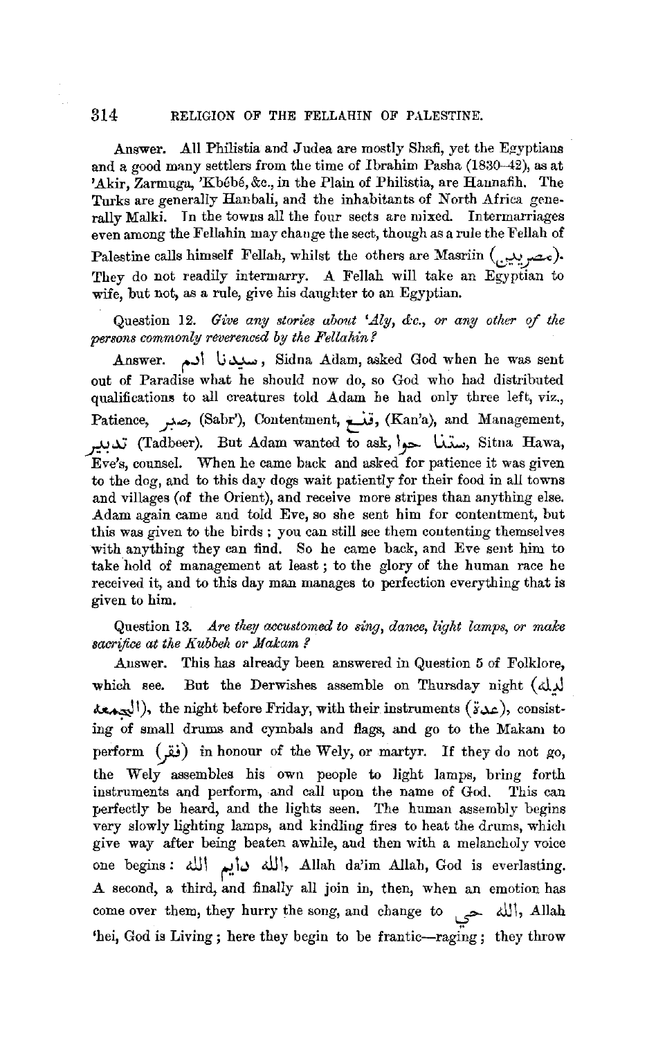Answer. All Philistia and Judea are mostly Shafi, yet the Egyptians and a good many settlers from the time of Ibrahim Pasha (1830–42), as at 'Akir, Zarmuga, 'Kbébé, &c., in the Plain of Philistia, are Hannafih. The Turks are generally Hanbali, and the inhabitants of North Africa generally Malki. In the towns all the four sects are mixed. Intermarriages even among the Fellahin may change the sect, though as a rule the Fellah of Palestine calls himself Fellah, whilst the others are Masriin (مصريين). They do not readily intermarry. A Fellah will take an Egyptian to wife, but not, as a rule, give his daughter to an Egyptian.

Question 12. *Give any stories about 'Aly, &c., or any other of the persons commonly reverenced by the Fellahin?*

Answer. سيدنا أدم, Sidna Adam, asked God when he was sent out of Paradise what he should now do, so God who had distributed qualifications to all creatures told Adam he had only three left, viz., Patience, صبر, (Sabr'), Contentment, قنع, (Kan'a), and Management, تدبير (Tadbeer). But Adam wanted to ask, ستنا حوا, Sitna Hawa, Eve's, counsel. When he came back and asked for patience it was given to the dog, and to this day dogs wait patiently for their food in all towns and villages (of the Orient), and receive more stripes than anything else. Adam again came and told Eve, so she sent him for contentment, but this was given to the birds; you can still see them contenting themselves with anything they can find. So he came back, and Eve sent him to take hold of management at least; to the glory of the human race he received it, and to this day man manages to perfection everything that is given to him.

Question 13. *Are they accustomed to sing, dance, light lamps, or make sacrifice at the Kubbeh or Makam?*

Answer. This has already been answered in Question 5 of Folklore, which see. But the Derwishes assemble on Thursday night (ليلة الجمعة), the night before Friday, with their instruments (عدة), consisting of small drums and cymbals and flags, and go to the Makam to perform (فقر) in honour of the Wely, or martyr. If they do not go, the Wely assembles his own people to light lamps, bring forth instruments and perform, and call upon the name of God. This can perfectly be heard, and the lights seen. The human assembly begins very slowly lighting lamps, and kindling fires to heat the drums, which give way after being beaten awhile, and then with a melancholy voice one begins: الله دايم الله, Allah da'im Allah, God is everlasting. A second, a third, and finally all join in, then, when an emotion has come over them, they hurry the song, and change to الله حي, Allah 'hei, God is Living; here they begin to be frantic—raging; they throw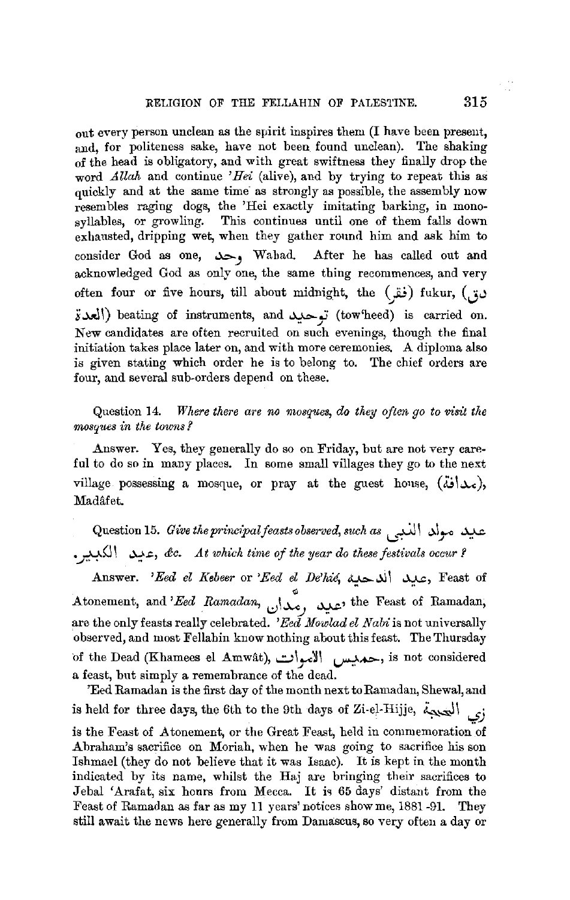out every person unclean as the spirit inspires them (I have been present, and, for politeness sake, have not been found unclean). The shaking of the head is obligatory, and with great swiftness they finally drop the word *Allah* and continue *'Hei* (alive), and by trying to repeat this as quickly and at the same time as strongly as possible, the assembly now resembles raging dogs, the 'Hei exactly imitating barking, in monosyllables, or growling. This continues until one of them falls down exhausted, dripping wet, when they gather round him and ask him to consider God as one, وحد Wahad. After he has called out and acknowledged God as only one, the same thing recommences, and very often four or five hours, till about midnight, the (فقر) fukur, (دق العدة) beating of instruments, and توحيد (tow'heed) is carried on. New candidates are often recruited on such evenings, though the final initiation takes place later on, and with more ceremonies. A diploma also is given stating which order he is to belong to. The chief orders are four, and several sub-orders depend on these.

Question 14. *Where there are no mosques, do they often go to visit the mosques in the towns?*

Answer. Yes, they generally do so on Friday, but are not very careful to do so in many places. In some small villages they go to the next village possessing a mosque, or pray at the guest house, (مضافة), Madâfet.

Question 15. *Give the principal feasts observed, such as* عيد مولد النبي, عيد الكبير, *&c. At which time of the year do these festivals occur?*

Answer. *'Eed el Kebeer* or *'Eed el De'hié*, عيد الضحية, Feast of Atonement, and *'Eed Ramadan*, عيد رمضان, the Feast of Ramadan, are the only feasts really celebrated. *'Eed Mowlad el Nabi* is not universally observed, and most Fellahin know nothing about this feast. The Thursday of the Dead (Khamees el Amwât), خميس الاموات, is not considered a feast, but simply a remembrance of the dead.

'Eed Ramadan is the first day of the month next to Ramadan, Shewal, and is held for three days, the 6th to the 9th days of Zi-el-Hijje, زي الحجة is the Feast of Atonement, or the Great Feast, held in commemoration of Abraham's sacrifice on Moriah, when he was going to sacrifice his son Ishmael (they do not believe that it was Isaac). It is kept in the month indicated by its name, whilst the Haj are bringing their sacrifices to Jebal 'Arafat, six hours from Mecca. It is 65 days' distant from the Feast of Ramadan as far as my 11 years' notices show me, 1881-91. They still await the news here generally from Damascus, so very often a day or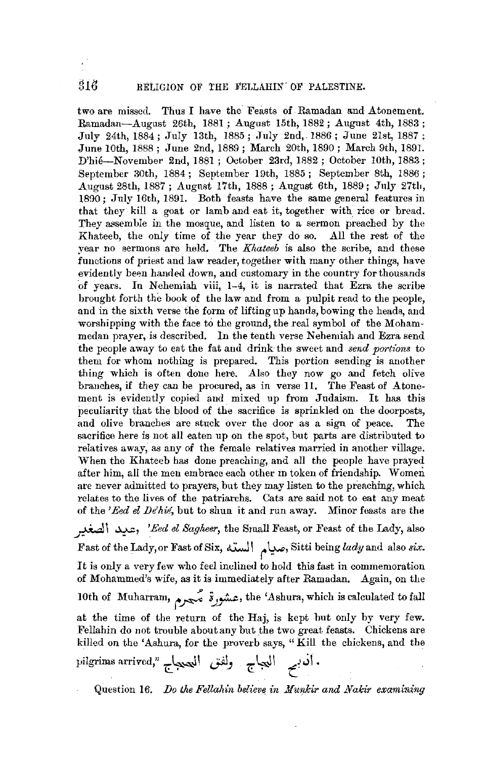two are missed. Thus I have the Feasts of Ramadan and Atonement. Ramadan—August 26th, 1881; August 15th, 1882; August 4th, 1883; July 24th, 1884; July 13th, 1885; July 2nd, 1886; June 21st, 1887; June 10th, 1888; June 2nd, 1889; March 20th, 1890; March 9th, 1891. D'hié—November 2nd, 1881; October 23rd, 1882; October 10th, 1883; September 30th, 1884; September 19th, 1885; September 8th, 1886; August 28th, 1887; August 17th, 1888; August 6th, 1889; July 27th, 1890; July 16th, 1891. Both feasts have the same general features in that they kill a goat or lamb and eat it, together with rice or bread. They assemble in the mosque, and listen to a sermon preached by the Khateeb, the only time of the year they do so. All the rest of the year no sermons are held. The *Khateeb* is also the scribe, and these functions of priest and law reader, together with many other things, have evidently been handed down, and customary in the country for thousands of years. In Nehemiah viii, 1–4, it is narrated that Ezra the scribe brought forth the book of the law and from a pulpit read to the people, and in the sixth verse the form of lifting up hands, bowing the heads, and worshipping with the face to the ground, the real symbol of the Mohammedan prayer, is described. In the tenth verse Nehemiah and Ezra send the people away to eat the fat and drink the sweet and *send portions* to them for whom nothing is prepared. This portion sending is another thing which is often done here. Also they now go and fetch olive branches, if they can be procured, as in verse 11. The Feast of Atonement is evidently copied and mixed up from Judaism. It has this peculiarity that the blood of the sacrifice is sprinkled on the doorposts, and olive branches are stuck over the door as a sign of peace. The sacrifice here is not all eaten up on the spot, but parts are distributed to relatives away, as any of the female relatives married in another village. When the Khateeb has done preaching, and all the people have prayed after him, all the men embrace each other in token of friendship. Women are never admitted to prayers, but they may listen to the preaching, which relates to the lives of the patriarchs. Cats are said not to eat any meat of the *'Eed el De'hié*, but to shun it and run away. Minor feasts are the عيد الصغير, *'Eed el Sagheer*, the Small Feast, or Feast of the Lady, also Fast of the Lady, or Fast of Six, صيام الستة, Sitti being *lady* and also *six*. It is only a very few who feel inclined to hold this fast in commemoration of Mohammed's wife, as it is immediately after Ramadan. Again, on the 10th of Muharram, عشورة محرم, the 'Ashura, which is calculated to fall at the time of the return of the Haj, is kept but only by very few. Fellahin do not trouble about any but the two great feasts. Chickens are killed on the 'Ashura, for the proverb says, "Kill the chickens, and the pilgrims arrived," .ادبح الجاج ولفت الحجاج

Question 16. *Do the Fellahin believe in Munkir and Nakir examining*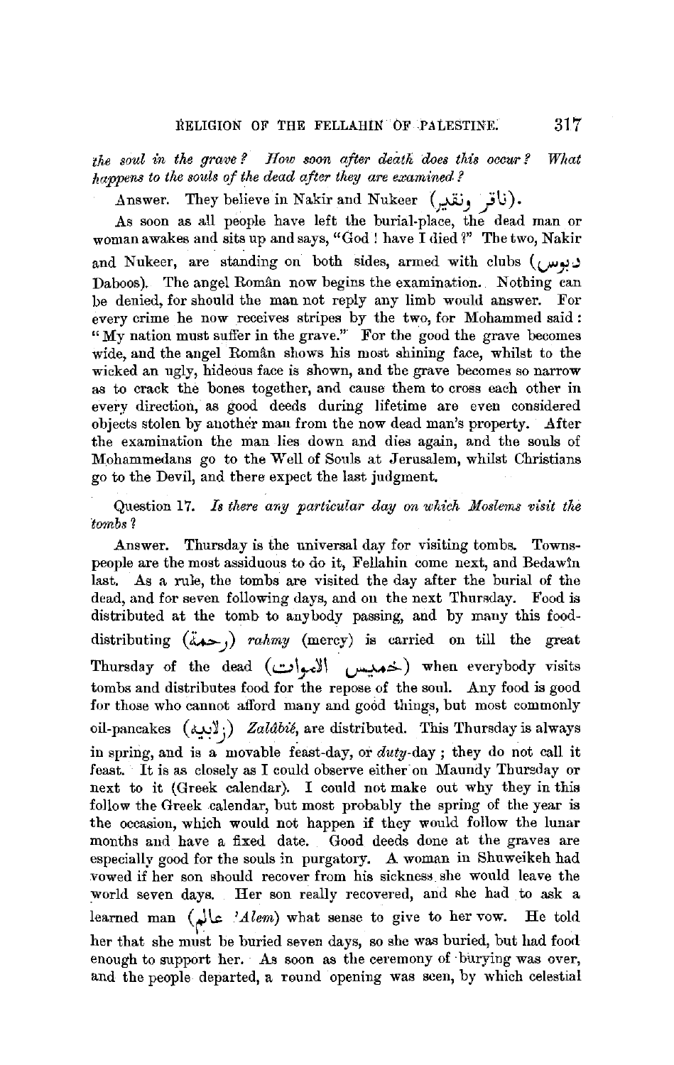*the soul in the grave? How soon after death does this occur? What happens to the souls of the dead after they are examined?*

Answer. They believe in Nakir and Nukeer (ناكر ونكير).

As soon as all people have left the burial-place, the dead man or woman awakes and sits up and says, "God! have I died?" The two, Nakir and Nukeer, are standing on both sides, armed with clubs (دبوس Daboos). The angel Român now begins the examination. Nothing can be denied, for should the man not reply any limb would answer. For every crime he now receives stripes by the two, for Mohammed said: "My nation must suffer in the grave." For the good the grave becomes wide, and the angel Român shows his most shining face, whilst to the wicked an ugly, hideous face is shown, and the grave becomes so narrow as to crack the bones together, and cause them to cross each other in every direction, as good deeds during lifetime are even considered objects stolen by another man from the now dead man's property. After the examination the man lies down and dies again, and the souls of Mohammedans go to the Well of Souls at Jerusalem, whilst Christians go to the Devil, and there expect the last judgment.

Question 17. *Is there any particular day on which Moslems visit the tombs?*

Answer. Thursday is the universal day for visiting tombs. Towns-people are the most assiduous to do it, Fellahin come next, and Bedawîn last. As a rule, the tombs are visited the day after the burial of the dead, and for seven following days, and on the next Thursday. Food is distributed at the tomb to anybody passing, and by many this food-distributing (رحمة) *rahmy* (mercy) is carried on till the great Thursday of the dead (خميس الاموات) when everybody visits tombs and distributes food for the repose of the soul. Any food is good for those who cannot afford many and good things, but most commonly oil-pancakes (زلابية) *Zalâbié*, are distributed. This Thursday is always in spring, and is a movable feast-day, or *duty*-day; they do not call it feast. It is as closely as I could observe either on Maundy Thursday or next to it (Greek calendar). I could not make out why they in this follow the Greek calendar, but most probably the spring of the year is the occasion, which would not happen if they would follow the lunar months and have a fixed date. Good deeds done at the graves are especially good for the souls in purgatory. A woman in Shuweikeh had vowed if her son should recover from his sickness she would leave the world seven days. Her son really recovered, and she had to ask a learned man (عالم *'Alem*) what sense to give to her vow. He told her that she must be buried seven days, so she was buried, but had food enough to support her. As soon as the ceremony of burying was over, and the people departed, a round opening was seen, by which celestial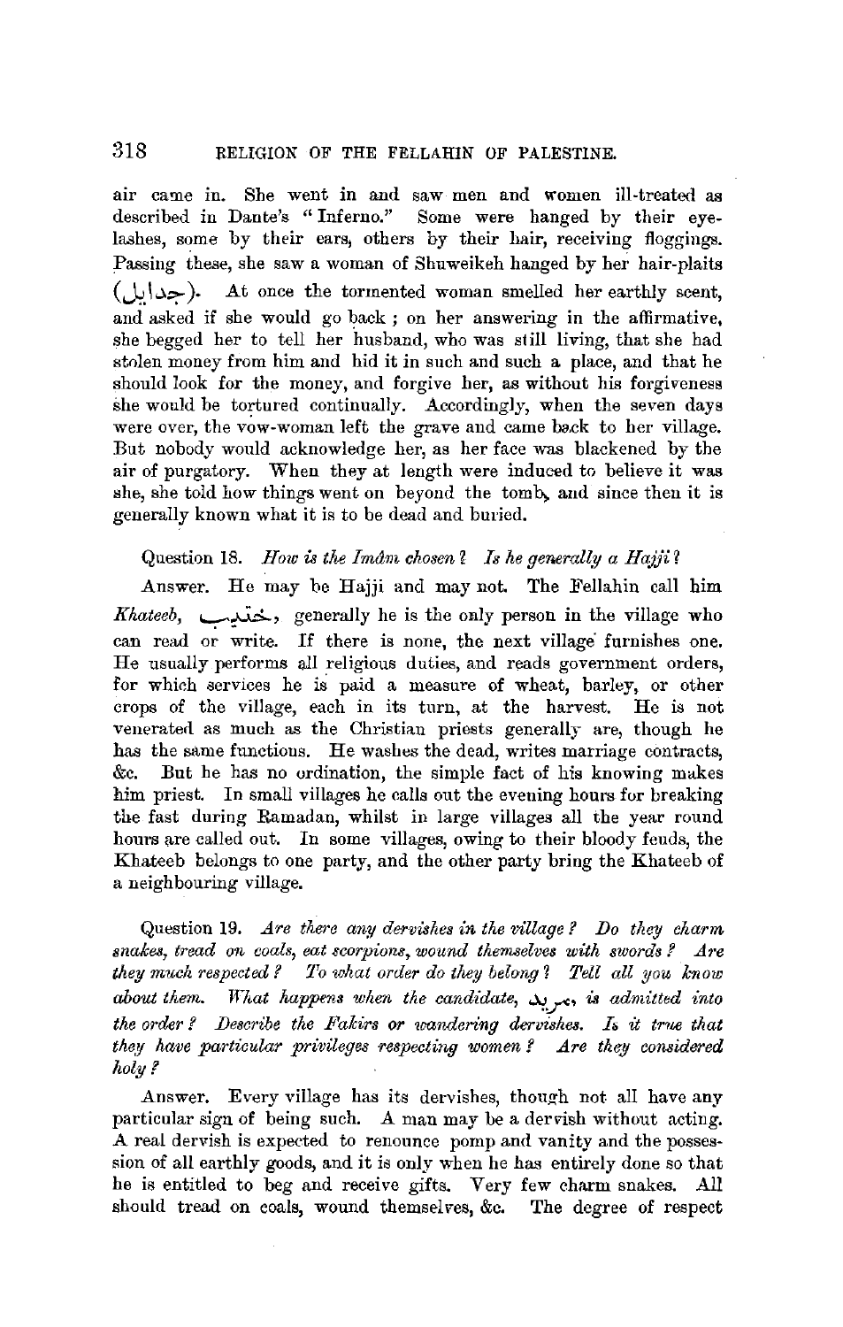air came in. She went in and saw men and women ill-treated as described in Dante's "Inferno." Some were hanged by their eyelashes, some by their ears, others by their hair, receiving floggings. Passing these, she saw a woman of Shuweikeh hanged by her hair-plaits (جدايل). At once the tormented woman smelled her earthly scent, and asked if she would go back; on her answering in the affirmative, she begged her to tell her husband, who was still living, that she had stolen money from him and hid it in such and such a place, and that he should look for the money, and forgive her, as without his forgiveness she would be tortured continually. Accordingly, when the seven days were over, the vow-woman left the grave and came back to her village. But nobody would acknowledge her, as her face was blackened by the air of purgatory. When they at length were induced to believe it was she, she told how things went on beyond the tomb, and since then it is generally known what it is to be dead and buried.

Question 18. *How is the Imâm chosen? Is he generally a Hajji?*

Answer. He may be Hajji and may not. The Fellahin call him *Khateeb*, خطيب, generally he is the only person in the village who can read or write. If there is none, the next village furnishes one. He usually performs all religious duties, and reads government orders, for which services he is paid a measure of wheat, barley, or other crops of the village, each in its turn, at the harvest. He is not venerated as much as the Christian priests generally are, though he has the same functions. He washes the dead, writes marriage contracts, &c. But he has no ordination, the simple fact of his knowing makes him priest. In small villages he calls out the evening hours for breaking the fast during Ramadan, whilst in large villages all the year round hours are called out. In some villages, owing to their bloody feuds, the Khateeb belongs to one party, and the other party bring the Khateeb of a neighbouring village.

Question 19. *Are there any dervishes in the village? Do they charm snakes, tread on coals, eat scorpions, wound themselves with swords? Are they much respected? To what order do they belong? Tell all you know about them. What happens when the candidate,* مريد, *is admitted into the order? Describe the Fakirs or wandering dervishes. Is it true that they have particular privileges respecting women? Are they considered holy?*

Answer. Every village has its dervishes, though not all have any particular sign of being such. A man may be a dervish without acting. A real dervish is expected to renounce pomp and vanity and the possession of all earthly goods, and it is only when he has entirely done so that he is entitled to beg and receive gifts. Very few charm snakes. All should tread on coals, wound themselves, &c. The degree of respect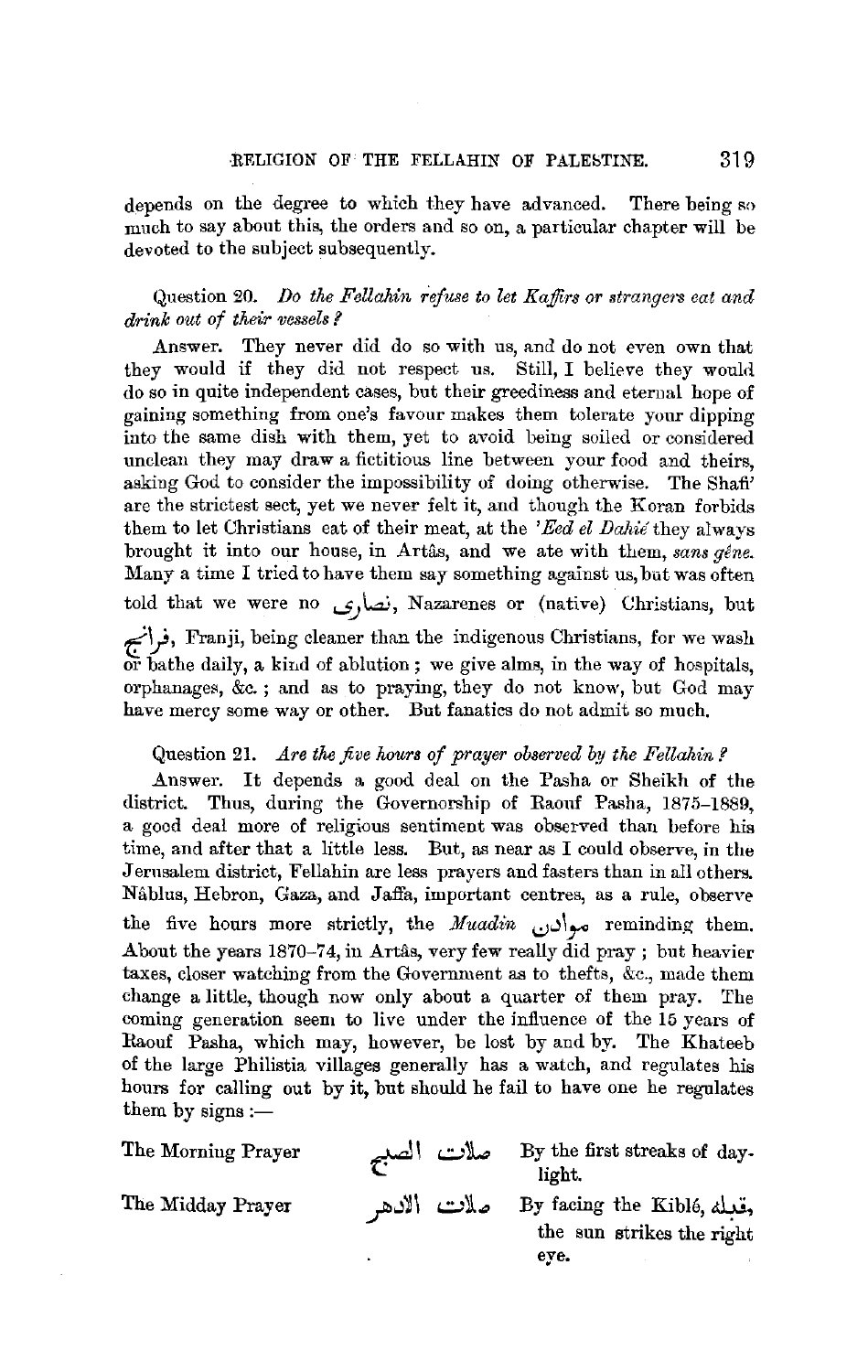depends on the degree to which they have advanced. There being so much to say about this, the orders and so on, a particular chapter will be devoted to the subject subsequently.

Question 20. *Do the Fellahin refuse to let Kaffirs or strangers eat and drink out of their vessels?*

Answer. They never did do so with us, and do not even own that they would if they did not respect us. Still, I believe they would do so in quite independent cases, but their greediness and eternal hope of gaining something from one's favour makes them tolerate your dipping into the same dish with them, yet to avoid being soiled or considered unclean they may draw a fictitious line between your food and theirs, asking God to consider the impossibility of doing otherwise. The Shafi' are the strictest sect, yet we never felt it, and though the Koran forbids them to let Christians eat of their meat, at the *'Eed el Dahié* they always brought it into our house, in Artâs, and we ate with them, *sans gêne*. Many a time I tried to have them say something against us, but was often told that we were no نصارى, Nazarenes or (native) Christians, but فرانج, Franji, being cleaner than the indigenous Christians, for we wash or bathe daily, a kind of ablution; we give alms, in the way of hospitals, orphanages, &c.; and as to praying, they do not know, but God may have mercy some way or other. But fanatics do not admit so much.

Question 21. *Are the five hours of prayer observed by the Fellahin?*

Answer. It depends a good deal on the Pasha or Sheikh of the district. Thus, during the Governorship of Raouf Pasha, 1875–1889, a good deal more of religious sentiment was observed than before his time, and after that a little less. But, as near as I could observe, in the Jerusalem district, Fellahin are less prayers and fasters than in all others. Nâblus, Hebron, Gaza, and Jaffa, important centres, as a rule, observe the five hours more strictly, the *Muadin* موادن reminding them. About the years 1870–74, in Artâs, very few really did pray; but heavier taxes, closer watching from the Government as to thefts, &c., made them change a little, though now only about a quarter of them pray. The coming generation seem to live under the influence of the 15 years of Raouf Pasha, which may, however, be lost by and by. The Khateeb of the large Philistia villages generally has a watch, and regulates his hours for calling out by it, but should he fail to have one he regulates them by signs:—

| | | |
|---|---|---|
| The Morning Prayer | صلات الصبح | By the first streaks of daylight. |
| The Midday Prayer | صلات الاظهر | By facing the Kiblé, قبلة, the sun strikes the right eye. |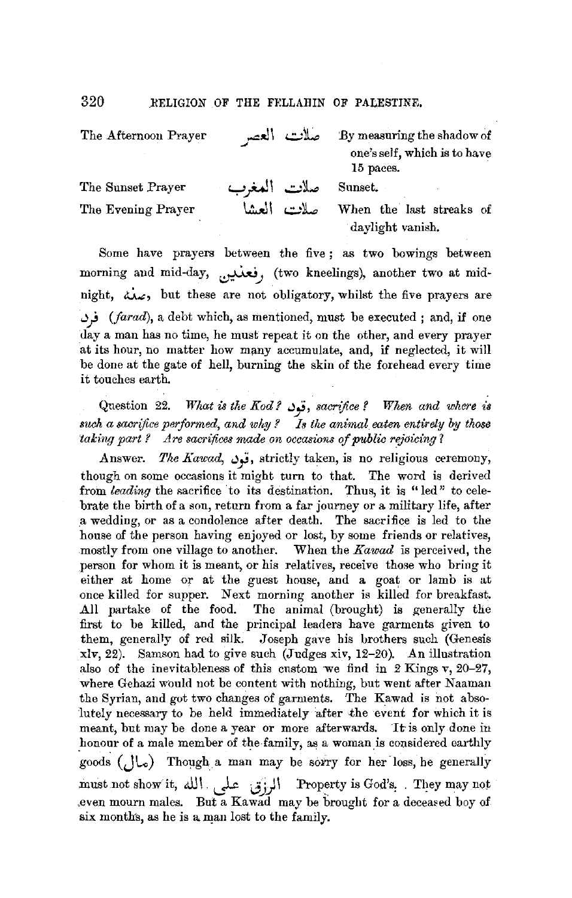| | | |
|---|---|---|
| The Afternoon Prayer | صلات العصر | By measuring the shadow of one's self, which is to have 15 paces. |
| The Sunset Prayer | صلات المغرب | Sunset. |
| The Evening Prayer | صلات العشا | When the last streaks of daylight vanish. |

Some have prayers between the five; as two bowings between morning and mid-day, ركعتين (two kneelings), another two at midnight, سهلة, but these are not obligatory, whilst the five prayers are فرد (*farad*), a debt which, as mentioned, must be executed; and, if one day a man has no time, he must repeat it on the other, and every prayer at its hour, no matter how many accumulate, and, if neglected, it will be done at the gate of hell, burning the skin of the forehead every time it touches earth.

Question 22. *What is the Kod?* قود*, sacrifice? When and where is such a sacrifice performed, and why? Is the animal eaten entirely by those taking part? Are sacrifices made on occasions of public rejoicing?*

Answer. *The Kawad*, قود, strictly taken, is no religious ceremony, though on some occasions it might turn to that. The word is derived from *leading* the sacrifice to its destination. Thus, it is "led" to celebrate the birth of a son, return from a far journey or a military life, after a wedding, or as a condolence after death. The sacrifice is led to the house of the person having enjoyed or lost, by some friends or relatives, mostly from one village to another. When the *Kawad* is perceived, the person for whom it is meant, or his relatives, receive those who bring it either at home or at the guest house, and a goat or lamb is at once killed for supper. Next morning another is killed for breakfast. All partake of the food. The animal (brought) is generally the first to be killed, and the principal leaders have garments given to them, generally of red silk. Joseph gave his brothers such (Genesis xlv, 22). Samson had to give such (Judges xiv, 12–20). An illustration also of the inevitableness of this custom we find in 2 Kings v, 20–27, where Gehazi would not be content with nothing, but went after Naaman the Syrian, and got two changes of garments. The Kawad is not absolutely necessary to be held immediately after the event for which it is meant, but may be done a year or more afterwards. It is only done in honour of a male member of the family, as a woman is considered earthly goods (مال) Though a man may be sorry for her loss, he generally must not show it, الرزق على الله. Property is God's. They may not even mourn males. But a Kawad may be brought for a deceased boy of six months, as he is a man lost to the family.